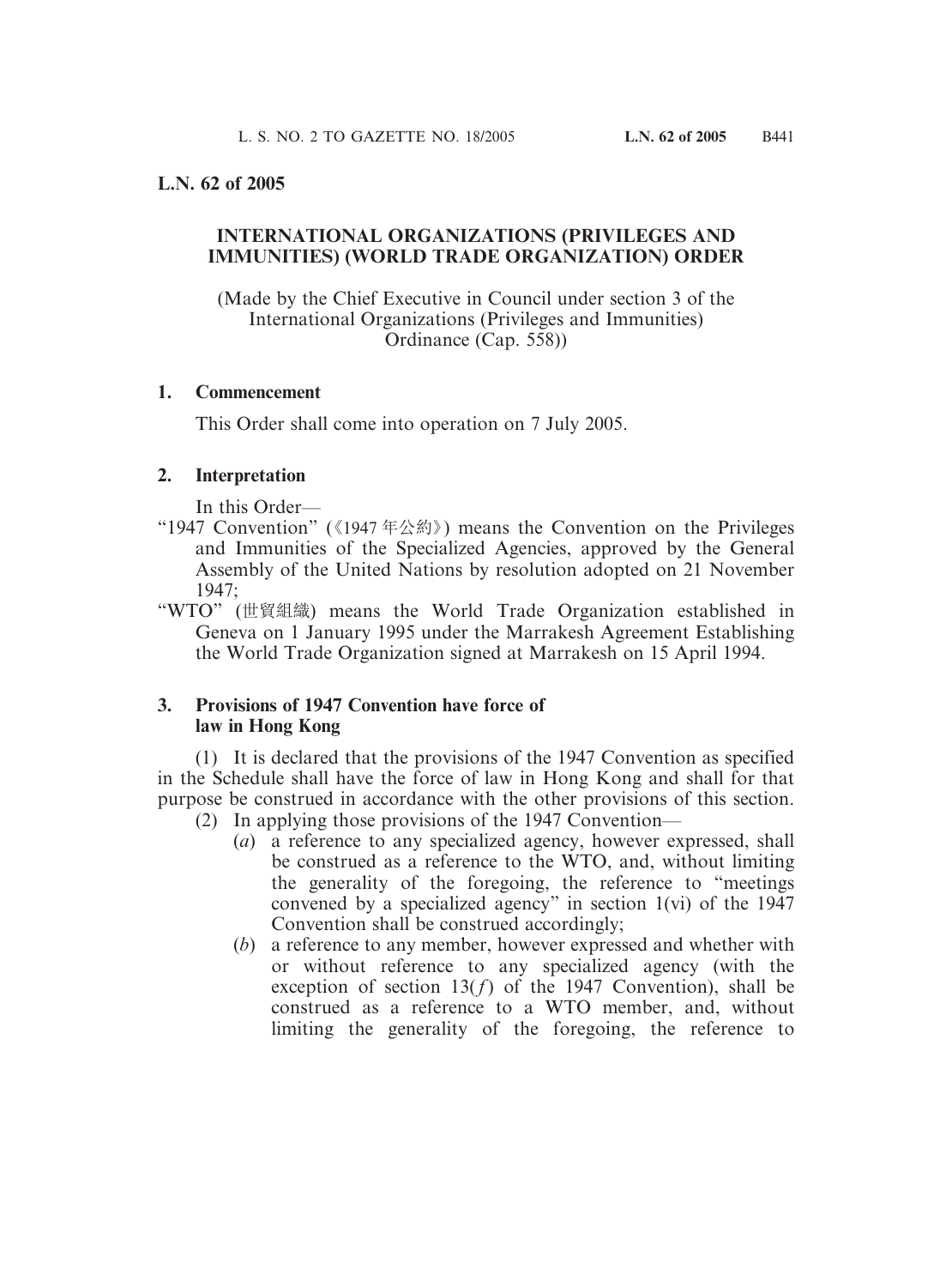**L.N. 62 of 2005**

# INTERNATIONAL ORGANIZATIONS (PRIVILEGES AND IMMUNITIES) (WORLD TRADE ORGANIZATION) ORDER

(Made by the Chief Executive in Council under section 3 of the International Organizations (Privileges and Immunities) Ordinance (Cap. 558))

**1. Commencement**

This Order shall come into operation on 7 July 2005.

**2. Interpretation**

In this Order—

"1947 Convention" (《1947 年公約》) means the Convention on the Privileges and Immunities of the Specialized Agencies, approved by the General Assembly of the United Nations by resolution adopted on 21 November 1947;

"WTO" (世貿組織) means the World Trade Organization established in Geneva on 1 January 1995 under the Marrakesh Agreement Establishing the World Trade Organization signed at Marrakesh on 15 April 1994.

**3. Provisions of 1947 Convention have force of law in Hong Kong**

(1) It is declared that the provisions of the 1947 Convention as specified in the Schedule shall have the force of law in Hong Kong and shall for that purpose be construed in accordance with the other provisions of this section.

(2) In applying those provisions of the 1947 Convention—

(*a*) a reference to any specialized agency, however expressed, shall be construed as a reference to the WTO, and, without limiting the generality of the foregoing, the reference to "meetings convened by a specialized agency" in section 1(vi) of the 1947 Convention shall be construed accordingly;

(*b*) a reference to any member, however expressed and whether with or without reference to any specialized agency (with the exception of section 13(*f*) of the 1947 Convention), shall be construed as a reference to a WTO member, and, without limiting the generality of the foregoing, the reference to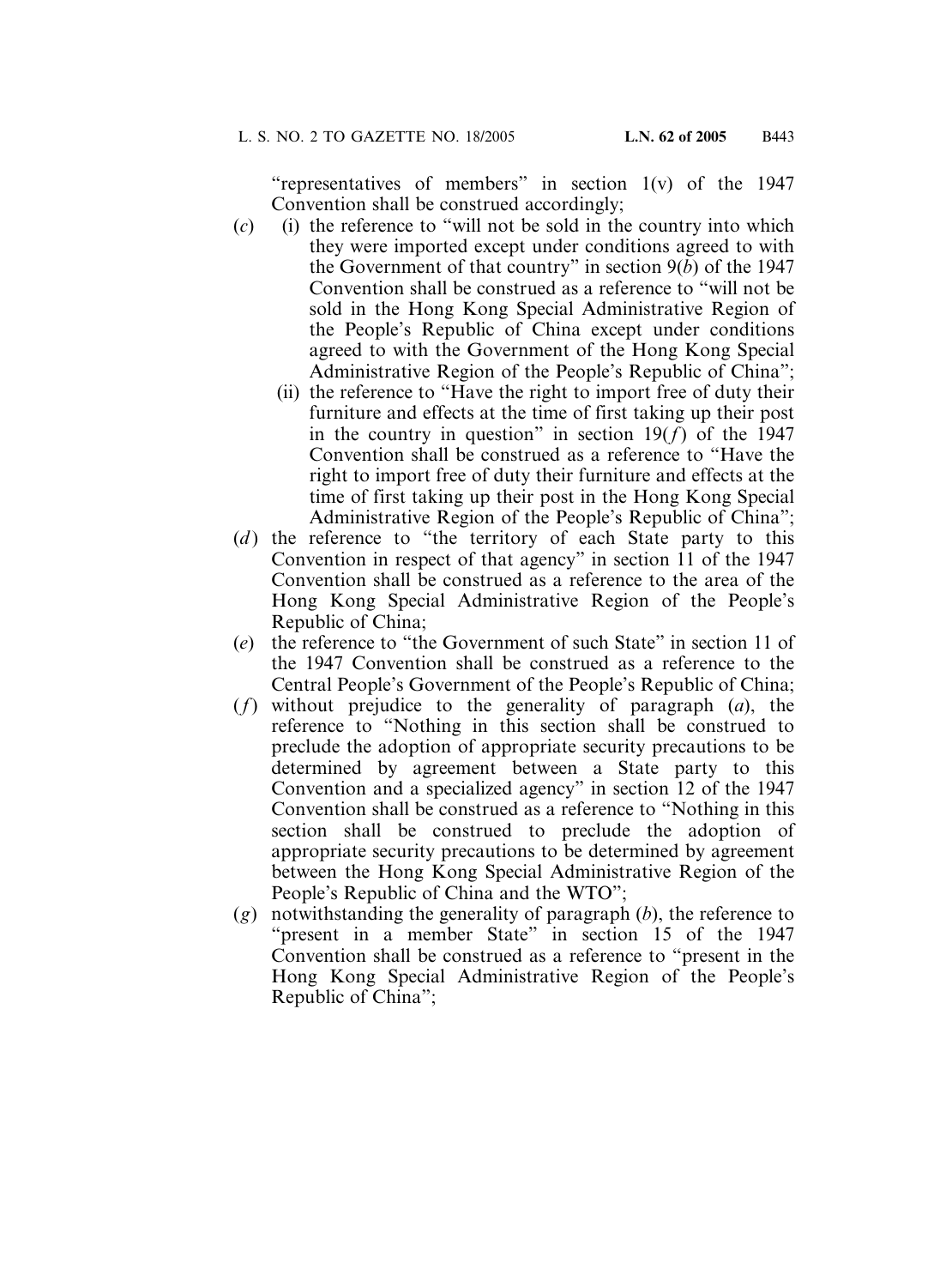"representatives of members" in section 1(v) of the 1947 Convention shall be construed accordingly;

(*c*) (i) the reference to "will not be sold in the country into which they were imported except under conditions agreed to with the Government of that country" in section 9(*b*) of the 1947 Convention shall be construed as a reference to "will not be sold in the Hong Kong Special Administrative Region of the People's Republic of China except under conditions agreed to with the Government of the Hong Kong Special Administrative Region of the People's Republic of China";

(ii) the reference to "Have the right to import free of duty their furniture and effects at the time of first taking up their post in the country in question" in section 19(*f*) of the 1947 Convention shall be construed as a reference to "Have the right to import free of duty their furniture and effects at the time of first taking up their post in the Hong Kong Special Administrative Region of the People's Republic of China";

(*d*) the reference to "the territory of each State party to this Convention in respect of that agency" in section 11 of the 1947 Convention shall be construed as a reference to the area of the Hong Kong Special Administrative Region of the People's Republic of China;

(*e*) the reference to "the Government of such State" in section 11 of the 1947 Convention shall be construed as a reference to the Central People's Government of the People's Republic of China;

(*f*) without prejudice to the generality of paragraph (*a*), the reference to "Nothing in this section shall be construed to preclude the adoption of appropriate security precautions to be determined by agreement between a State party to this Convention and a specialized agency" in section 12 of the 1947 Convention shall be construed as a reference to "Nothing in this section shall be construed to preclude the adoption of appropriate security precautions to be determined by agreement between the Hong Kong Special Administrative Region of the People's Republic of China and the WTO";

(*g*) notwithstanding the generality of paragraph (*b*), the reference to "present in a member State" in section 15 of the 1947 Convention shall be construed as a reference to "present in the Hong Kong Special Administrative Region of the People's Republic of China";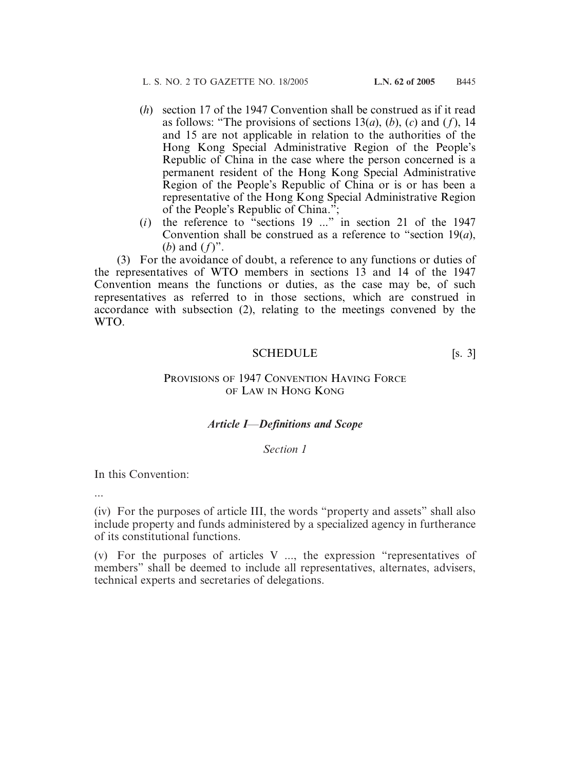(*h*) section 17 of the 1947 Convention shall be construed as if it read as follows: "The provisions of sections 13(*a*), (*b*), (*c*) and (*f*), 14 and 15 are not applicable in relation to the authorities of the Hong Kong Special Administrative Region of the People's Republic of China in the case where the person concerned is a permanent resident of the Hong Kong Special Administrative Region of the People's Republic of China or is or has been a representative of the Hong Kong Special Administrative Region of the People's Republic of China.";

(*i*) the reference to "sections 19 ..." in section 21 of the 1947 Convention shall be construed as a reference to "section 19(*a*), (*b*) and (*f*)".

(3) For the avoidance of doubt, a reference to any functions or duties of the representatives of WTO members in sections 13 and 14 of the 1947 Convention means the functions or duties, as the case may be, of such representatives as referred to in those sections, which are construed in accordance with subsection (2), relating to the meetings convened by the WTO.

## SCHEDULE [s. 3]

### PROVISIONS OF 1947 CONVENTION HAVING FORCE OF LAW IN HONG KONG

### ***Article I—Definitions and Scope***

*Section 1*

In this Convention:

...

(iv) For the purposes of article III, the words "property and assets" shall also include property and funds administered by a specialized agency in furtherance of its constitutional functions.

(v) For the purposes of articles V ..., the expression "representatives of members" shall be deemed to include all representatives, alternates, advisers, technical experts and secretaries of delegations.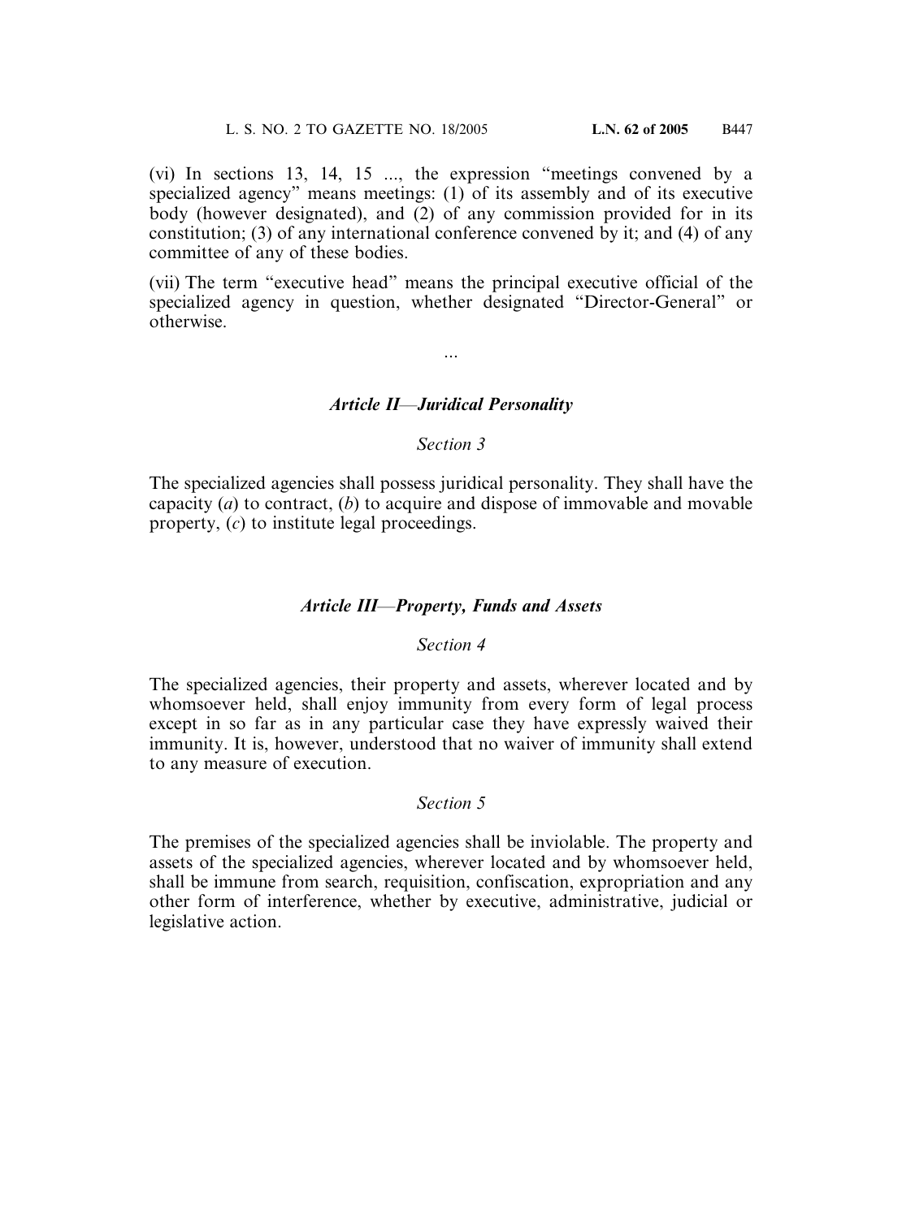(vi) In sections 13, 14, 15 ..., the expression "meetings convened by a specialized agency" means meetings: (1) of its assembly and of its executive body (however designated), and (2) of any commission provided for in its constitution; (3) of any international conference convened by it; and (4) of any committee of any of these bodies.

(vii) The term "executive head" means the principal executive official of the specialized agency in question, whether designated "Director-General" or otherwise.

...

### *Article II—Juridical Personality*

*Section 3*

The specialized agencies shall possess juridical personality. They shall have the capacity (*a*) to contract, (*b*) to acquire and dispose of immovable and movable property, (*c*) to institute legal proceedings.

### *Article III—Property, Funds and Assets*

*Section 4*

The specialized agencies, their property and assets, wherever located and by whomsoever held, shall enjoy immunity from every form of legal process except in so far as in any particular case they have expressly waived their immunity. It is, however, understood that no waiver of immunity shall extend to any measure of execution.

*Section 5*

The premises of the specialized agencies shall be inviolable. The property and assets of the specialized agencies, wherever located and by whomsoever held, shall be immune from search, requisition, confiscation, expropriation and any other form of interference, whether by executive, administrative, judicial or legislative action.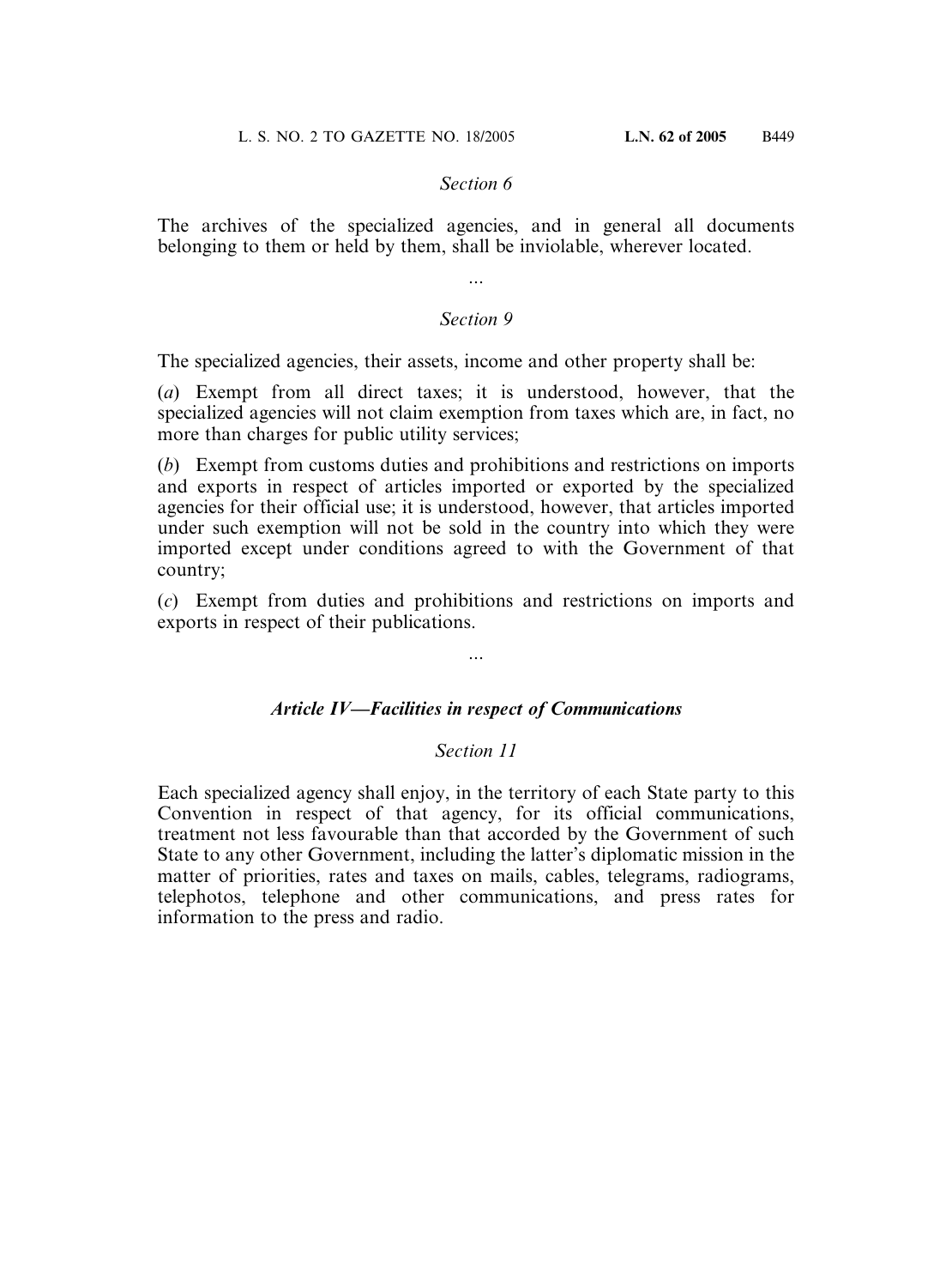*Section 6*

The archives of the specialized agencies, and in general all documents belonging to them or held by them, shall be inviolable, wherever located.

...

*Section 9*

The specialized agencies, their assets, income and other property shall be:

(*a*) Exempt from all direct taxes; it is understood, however, that the specialized agencies will not claim exemption from taxes which are, in fact, no more than charges for public utility services;

(*b*) Exempt from customs duties and prohibitions and restrictions on imports and exports in respect of articles imported or exported by the specialized agencies for their official use; it is understood, however, that articles imported under such exemption will not be sold in the country into which they were imported except under conditions agreed to with the Government of that country;

(*c*) Exempt from duties and prohibitions and restrictions on imports and exports in respect of their publications.

...

***Article IV—Facilities in respect of Communications***

*Section 11*

Each specialized agency shall enjoy, in the territory of each State party to this Convention in respect of that agency, for its official communications, treatment not less favourable than that accorded by the Government of such State to any other Government, including the latter's diplomatic mission in the matter of priorities, rates and taxes on mails, cables, telegrams, radiograms, telephotos, telephone and other communications, and press rates for information to the press and radio.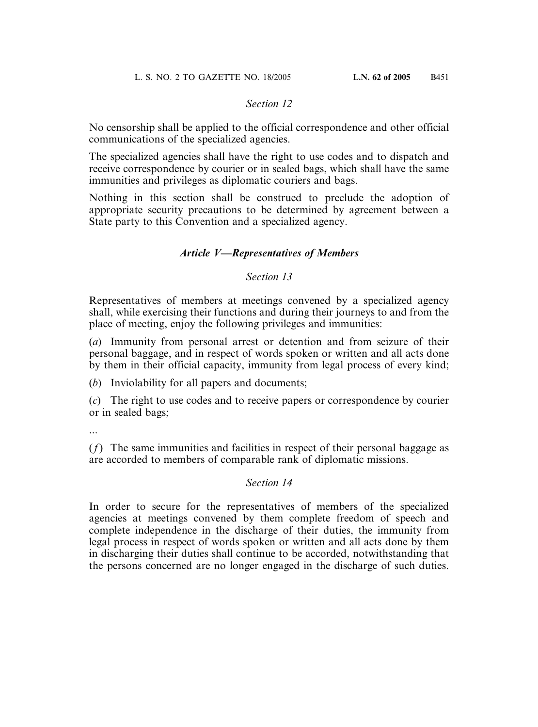*Section 12*

No censorship shall be applied to the official correspondence and other official communications of the specialized agencies.

The specialized agencies shall have the right to use codes and to dispatch and receive correspondence by courier or in sealed bags, which shall have the same immunities and privileges as diplomatic couriers and bags.

Nothing in this section shall be construed to preclude the adoption of appropriate security precautions to be determined by agreement between a State party to this Convention and a specialized agency.

### *Article V—Representatives of Members*

*Section 13*

Representatives of members at meetings convened by a specialized agency shall, while exercising their functions and during their journeys to and from the place of meeting, enjoy the following privileges and immunities:

(*a*) Immunity from personal arrest or detention and from seizure of their personal baggage, and in respect of words spoken or written and all acts done by them in their official capacity, immunity from legal process of every kind;

(*b*) Inviolability for all papers and documents;

(*c*) The right to use codes and to receive papers or correspondence by courier or in sealed bags;

...

(*f*) The same immunities and facilities in respect of their personal baggage as are accorded to members of comparable rank of diplomatic missions.

*Section 14*

In order to secure for the representatives of members of the specialized agencies at meetings convened by them complete freedom of speech and complete independence in the discharge of their duties, the immunity from legal process in respect of words spoken or written and all acts done by them in discharging their duties shall continue to be accorded, notwithstanding that the persons concerned are no longer engaged in the discharge of such duties.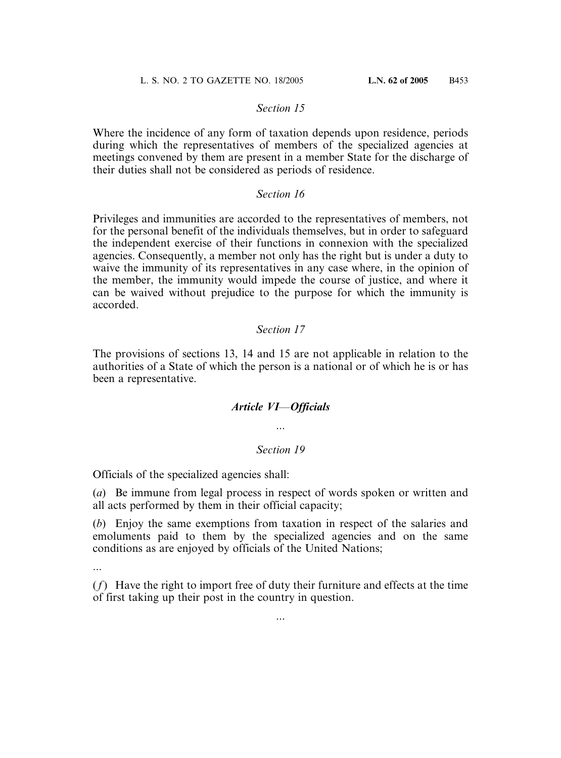*Section 15*

Where the incidence of any form of taxation depends upon residence, periods during which the representatives of members of the specialized agencies at meetings convened by them are present in a member State for the discharge of their duties shall not be considered as periods of residence.

*Section 16*

Privileges and immunities are accorded to the representatives of members, not for the personal benefit of the individuals themselves, but in order to safeguard the independent exercise of their functions in connexion with the specialized agencies. Consequently, a member not only has the right but is under a duty to waive the immunity of its representatives in any case where, in the opinion of the member, the immunity would impede the course of justice, and where it can be waived without prejudice to the purpose for which the immunity is accorded.

*Section 17*

The provisions of sections 13, 14 and 15 are not applicable in relation to the authorities of a State of which the person is a national or of which he is or has been a representative.

***Article VI—Officials***

...

*Section 19*

Officials of the specialized agencies shall:

(*a*) Be immune from legal process in respect of words spoken or written and all acts performed by them in their official capacity;

(*b*) Enjoy the same exemptions from taxation in respect of the salaries and emoluments paid to them by the specialized agencies and on the same conditions as are enjoyed by officials of the United Nations;

...

(*f*) Have the right to import free of duty their furniture and effects at the time of first taking up their post in the country in question.

...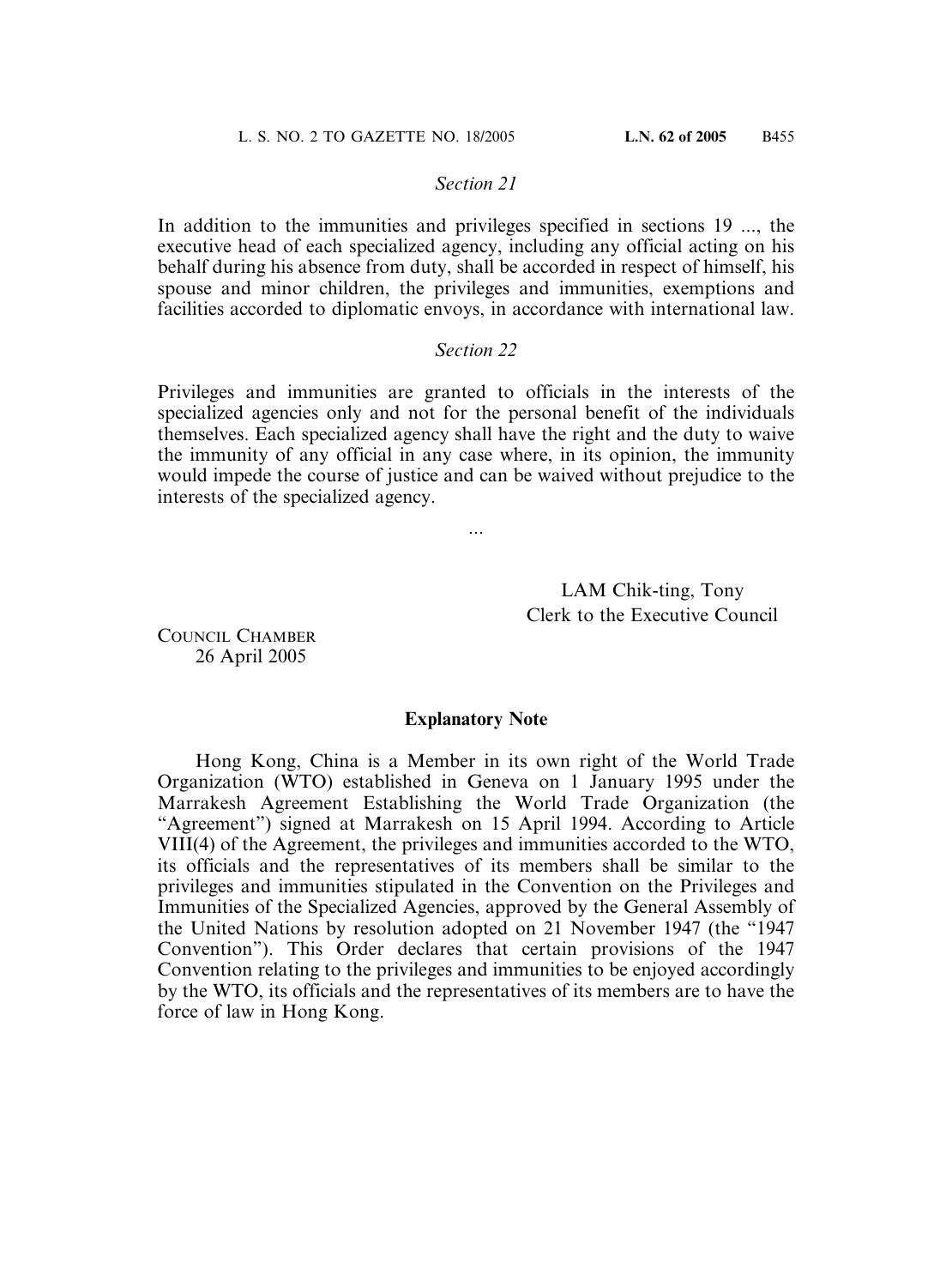*Section 21*

In addition to the immunities and privileges specified in sections 19 ..., the executive head of each specialized agency, including any official acting on his behalf during his absence from duty, shall be accorded in respect of himself, his spouse and minor children, the privileges and immunities, exemptions and facilities accorded to diplomatic envoys, in accordance with international law.

*Section 22*

Privileges and immunities are granted to officials in the interests of the specialized agencies only and not for the personal benefit of the individuals themselves. Each specialized agency shall have the right and the duty to waive the immunity of any official in any case where, in its opinion, the immunity would impede the course of justice and can be waived without prejudice to the interests of the specialized agency.

...

LAM Chik-ting, Tony
Clerk to the Executive Council

COUNCIL CHAMBER
26 April 2005

**Explanatory Note**

Hong Kong, China is a Member in its own right of the World Trade Organization (WTO) established in Geneva on 1 January 1995 under the Marrakesh Agreement Establishing the World Trade Organization (the "Agreement") signed at Marrakesh on 15 April 1994. According to Article VIII(4) of the Agreement, the privileges and immunities accorded to the WTO, its officials and the representatives of its members shall be similar to the privileges and immunities stipulated in the Convention on the Privileges and Immunities of the Specialized Agencies, approved by the General Assembly of the United Nations by resolution adopted on 21 November 1947 (the "1947 Convention"). This Order declares that certain provisions of the 1947 Convention relating to the privileges and immunities to be enjoyed accordingly by the WTO, its officials and the representatives of its members are to have the force of law in Hong Kong.